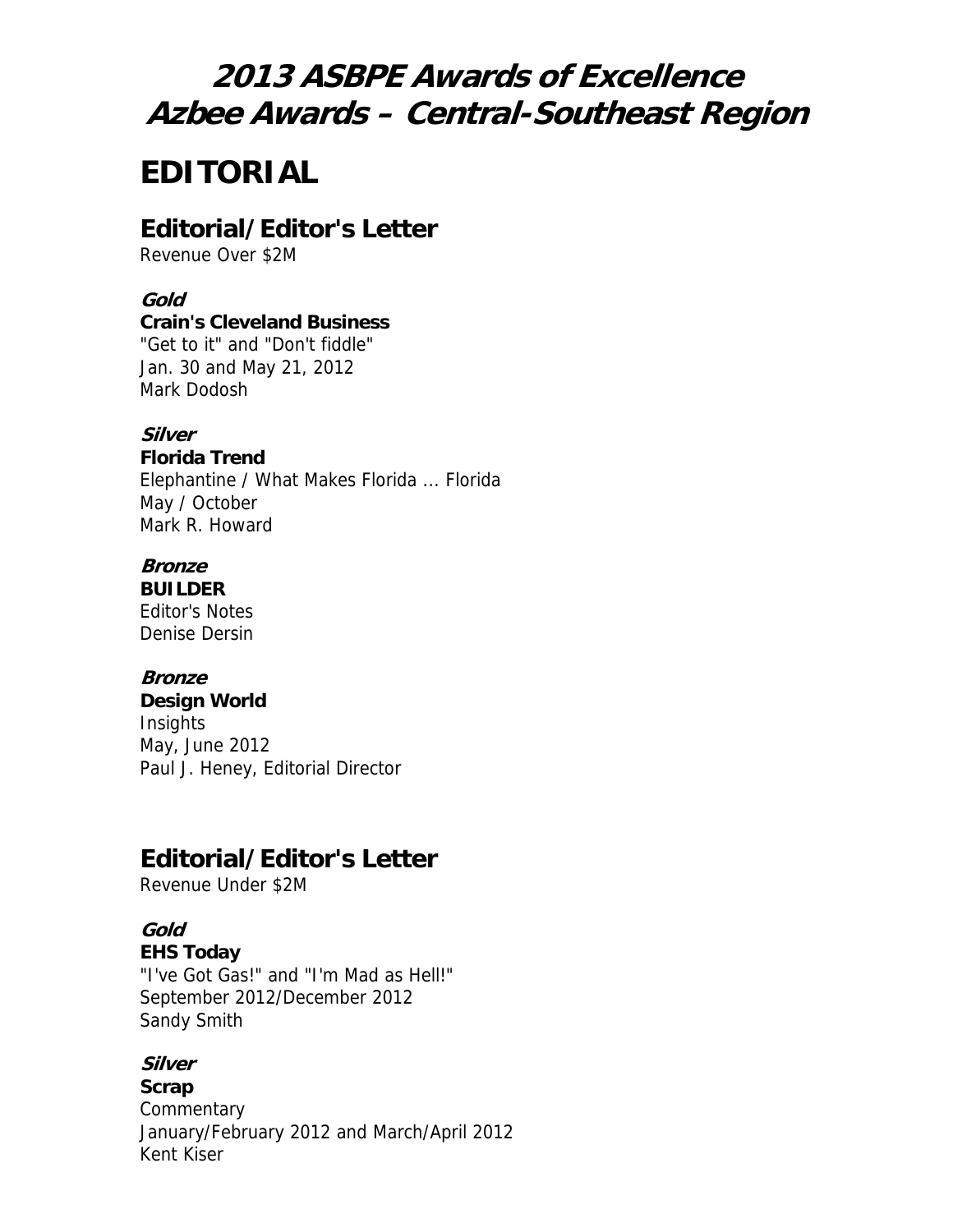# 2013 ASBPE Awards of Excellence
# Azbee Awards – Central-Southeast Region

# EDITORIAL

## Editorial/Editor's Letter

Revenue Over $2M

***Gold***
**Crain's Cleveland Business**
"Get to it" and "Don't fiddle"
Jan. 30 and May 21, 2012
Mark Dodosh

***Silver***
**Florida Trend**
Elephantine / What Makes Florida ... Florida
May / October
Mark R. Howard

***Bronze***
**BUILDER**
Editor's Notes
Denise Dersin

***Bronze***
**Design World**
Insights
May, June 2012
Paul J. Heney, Editorial Director

## Editorial/Editor's Letter

Revenue Under $2M

***Gold***
**EHS Today**
"I've Got Gas!" and "I'm Mad as Hell!"
September 2012/December 2012
Sandy Smith

***Silver***
**Scrap**
Commentary
January/February 2012 and March/April 2012
Kent Kiser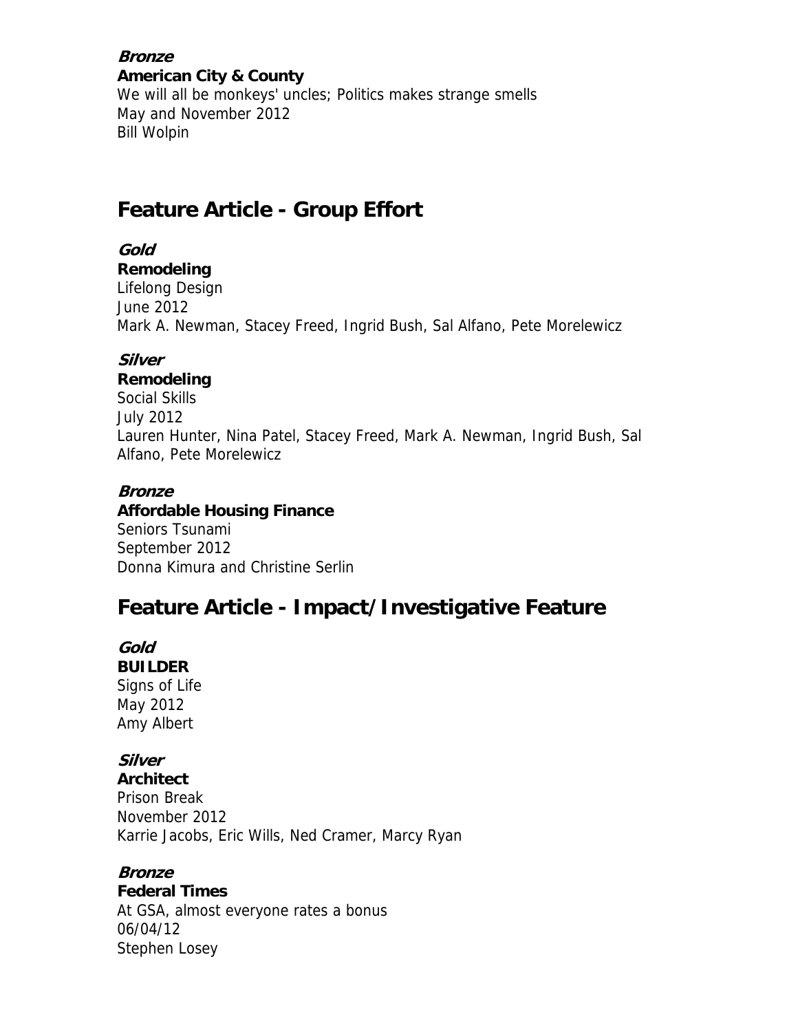***Bronze***
**American City & County**
We will all be monkeys' uncles; Politics makes strange smells
May and November 2012
Bill Wolpin

## Feature Article - Group Effort

***Gold***
**Remodeling**
Lifelong Design
June 2012
Mark A. Newman, Stacey Freed, Ingrid Bush, Sal Alfano, Pete Morelewicz

***Silver***
**Remodeling**
Social Skills
July 2012
Lauren Hunter, Nina Patel, Stacey Freed, Mark A. Newman, Ingrid Bush, Sal Alfano, Pete Morelewicz

***Bronze***
**Affordable Housing Finance**
Seniors Tsunami
September 2012
Donna Kimura and Christine Serlin

## Feature Article - Impact/Investigative Feature

***Gold***
**BUILDER**
Signs of Life
May 2012
Amy Albert

***Silver***
**Architect**
Prison Break
November 2012
Karrie Jacobs, Eric Wills, Ned Cramer, Marcy Ryan

***Bronze***
**Federal Times**
At GSA, almost everyone rates a bonus
06/04/12
Stephen Losey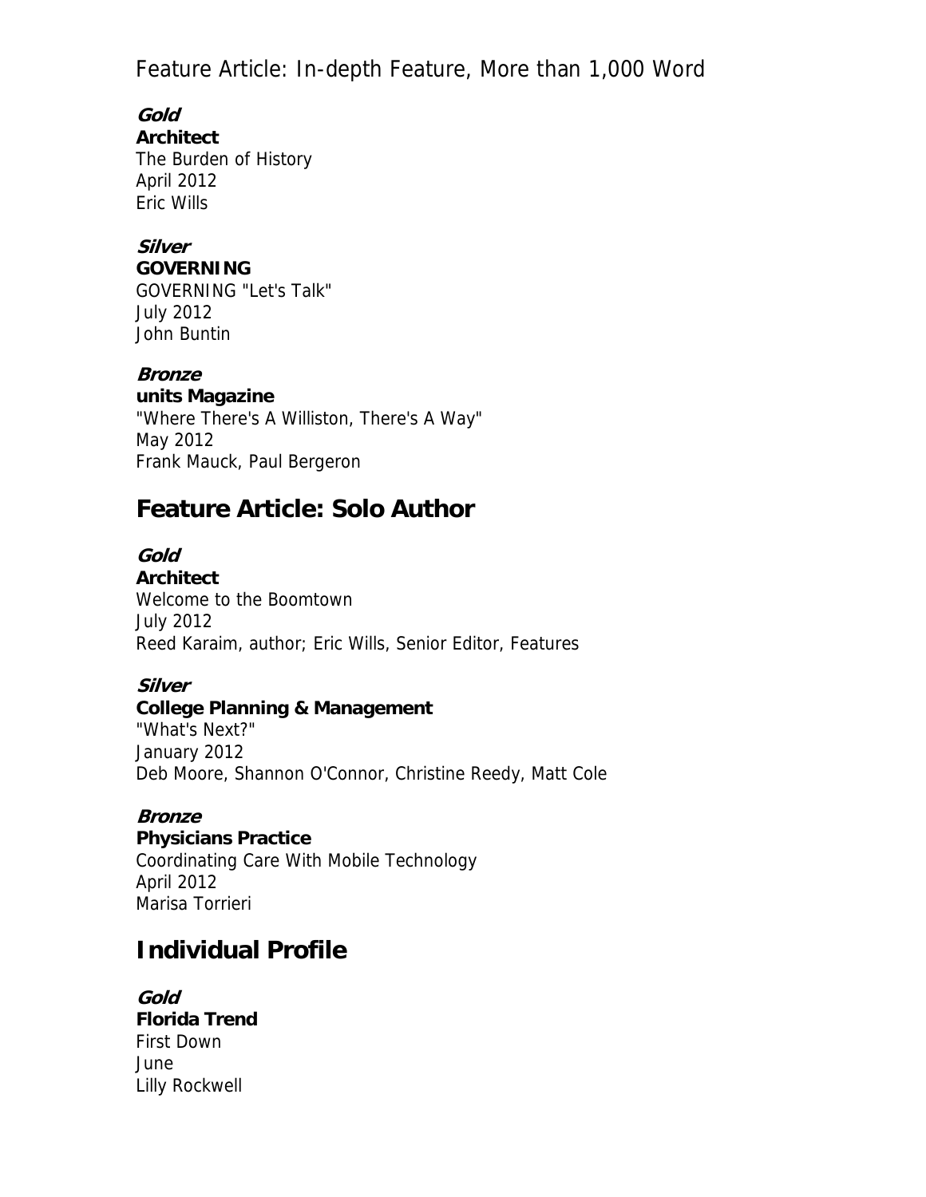## Feature Article: In-depth Feature, More than 1,000 Word

***Gold***
**Architect**
The Burden of History
April 2012
Eric Wills

***Silver***
**GOVERNING**
GOVERNING "Let's Talk"
July 2012
John Buntin

***Bronze***
**units Magazine**
"Where There's A Williston, There's A Way"
May 2012
Frank Mauck, Paul Bergeron

## Feature Article: Solo Author

***Gold***
**Architect**
Welcome to the Boomtown
July 2012
Reed Karaim, author; Eric Wills, Senior Editor, Features

***Silver***
**College Planning & Management**
"What's Next?"
January 2012
Deb Moore, Shannon O'Connor, Christine Reedy, Matt Cole

***Bronze***
**Physicians Practice**
Coordinating Care With Mobile Technology
April 2012
Marisa Torrieri

## Individual Profile

***Gold***
**Florida Trend**
First Down
June
Lilly Rockwell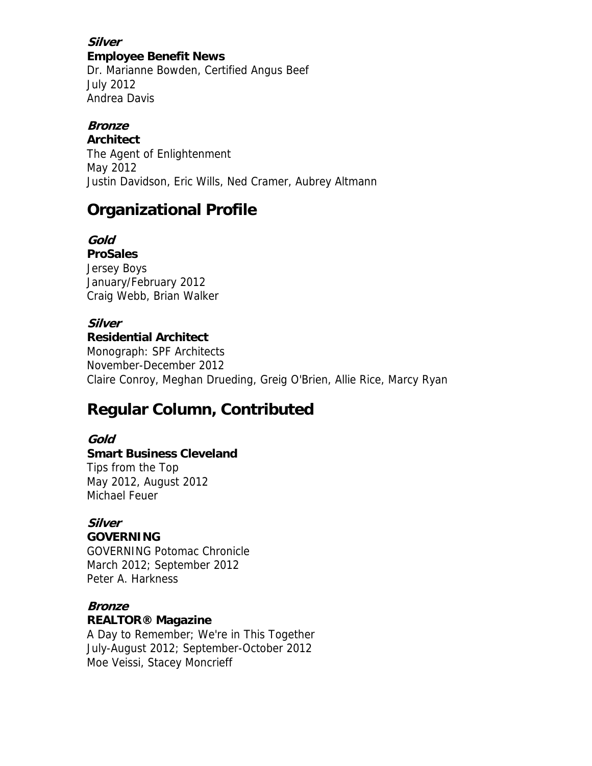***Silver***

**Employee Benefit News**

Dr. Marianne Bowden, Certified Angus Beef
July 2012
Andrea Davis

***Bronze***

**Architect**

The Agent of Enlightenment
May 2012
Justin Davidson, Eric Wills, Ned Cramer, Aubrey Altmann

## Organizational Profile

***Gold***

**ProSales**

Jersey Boys
January/February 2012
Craig Webb, Brian Walker

***Silver***

**Residential Architect**

Monograph: SPF Architects
November-December 2012
Claire Conroy, Meghan Drueding, Greig O'Brien, Allie Rice, Marcy Ryan

## Regular Column, Contributed

***Gold***

**Smart Business Cleveland**

Tips from the Top
May 2012, August 2012
Michael Feuer

***Silver***

**GOVERNING**

GOVERNING Potomac Chronicle
March 2012; September 2012
Peter A. Harkness

***Bronze***

**REALTOR® Magazine**

A Day to Remember; We're in This Together
July-August 2012; September-October 2012
Moe Veissi, Stacey Moncrieff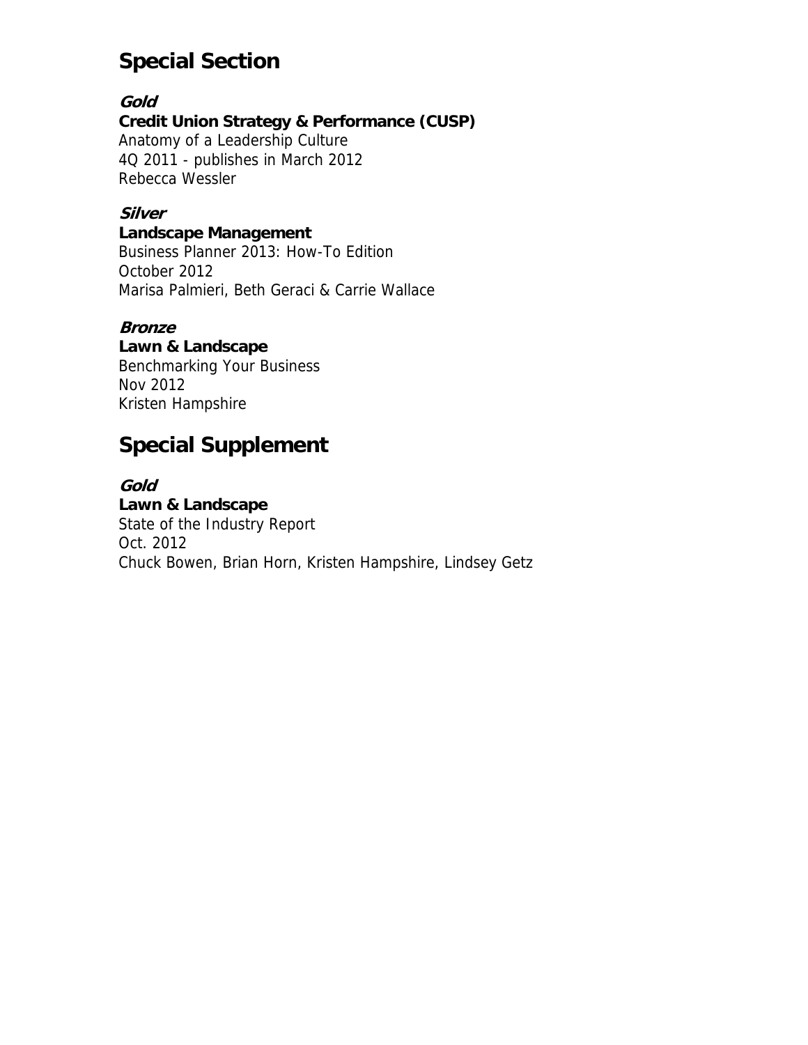## Special Section

***Gold***
**Credit Union Strategy & Performance (CUSP)**
Anatomy of a Leadership Culture
4Q 2011 - publishes in March 2012
Rebecca Wessler

***Silver***
**Landscape Management**
Business Planner 2013: How-To Edition
October 2012
Marisa Palmieri, Beth Geraci & Carrie Wallace

***Bronze***
**Lawn & Landscape**
Benchmarking Your Business
Nov 2012
Kristen Hampshire

## Special Supplement

***Gold***
**Lawn & Landscape**
State of the Industry Report
Oct. 2012
Chuck Bowen, Brian Horn, Kristen Hampshire, Lindsey Getz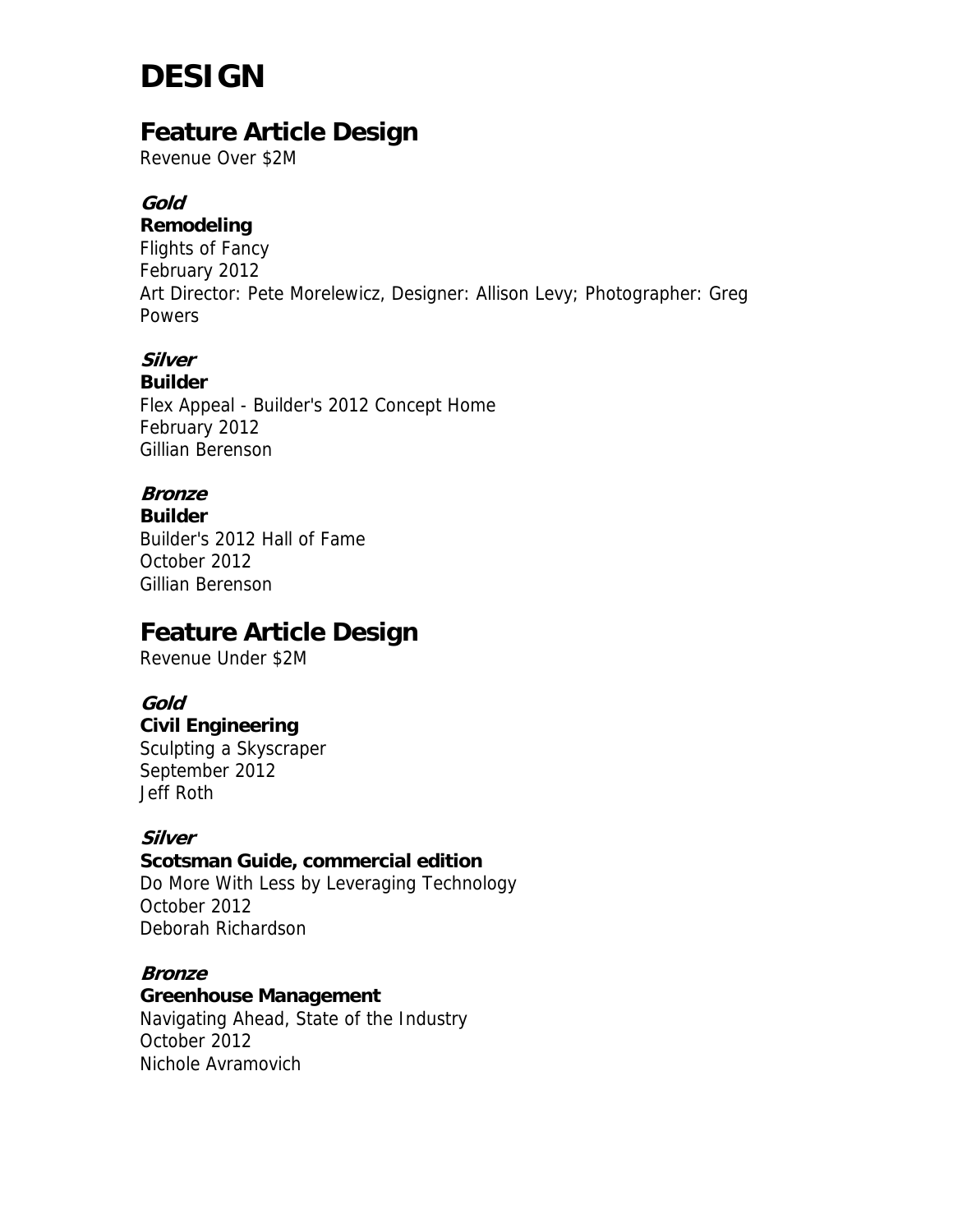# DESIGN

## Feature Article Design

Revenue Over $2M

### *Gold*

**Remodeling**
Flights of Fancy
February 2012
Art Director: Pete Morelewicz, Designer: Allison Levy; Photographer: Greg Powers

### *Silver*

**Builder**
Flex Appeal - Builder's 2012 Concept Home
February 2012
Gillian Berenson

### *Bronze*

**Builder**
Builder's 2012 Hall of Fame
October 2012
Gillian Berenson

## Feature Article Design

Revenue Under $2M

### *Gold*

**Civil Engineering**
Sculpting a Skyscraper
September 2012
Jeff Roth

### *Silver*

**Scotsman Guide, commercial edition**
Do More With Less by Leveraging Technology
October 2012
Deborah Richardson

### *Bronze*

**Greenhouse Management**
Navigating Ahead, State of the Industry
October 2012
Nichole Avramovich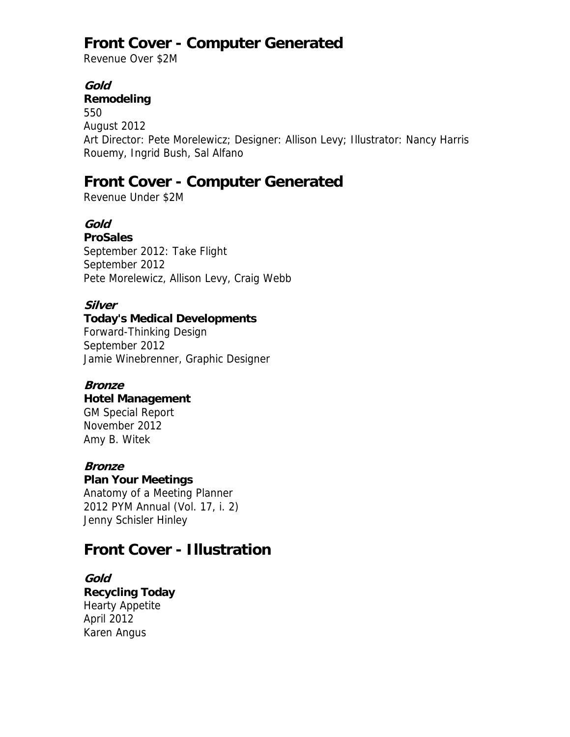## Front Cover - Computer Generated

Revenue Over $2M

***Gold***

**Remodeling**
550
August 2012
Art Director: Pete Morelewicz; Designer: Allison Levy; Illustrator: Nancy Harris Rouemy, Ingrid Bush, Sal Alfano

## Front Cover - Computer Generated

Revenue Under $2M

***Gold***

**ProSales**
September 2012: Take Flight
September 2012
Pete Morelewicz, Allison Levy, Craig Webb

***Silver***

**Today's Medical Developments**
Forward-Thinking Design
September 2012
Jamie Winebrenner, Graphic Designer

***Bronze***

**Hotel Management**
GM Special Report
November 2012
Amy B. Witek

***Bronze***

**Plan Your Meetings**
Anatomy of a Meeting Planner
2012 PYM Annual (Vol. 17, i. 2)
Jenny Schisler Hinley

## Front Cover - Illustration

***Gold***

**Recycling Today**
Hearty Appetite
April 2012
Karen Angus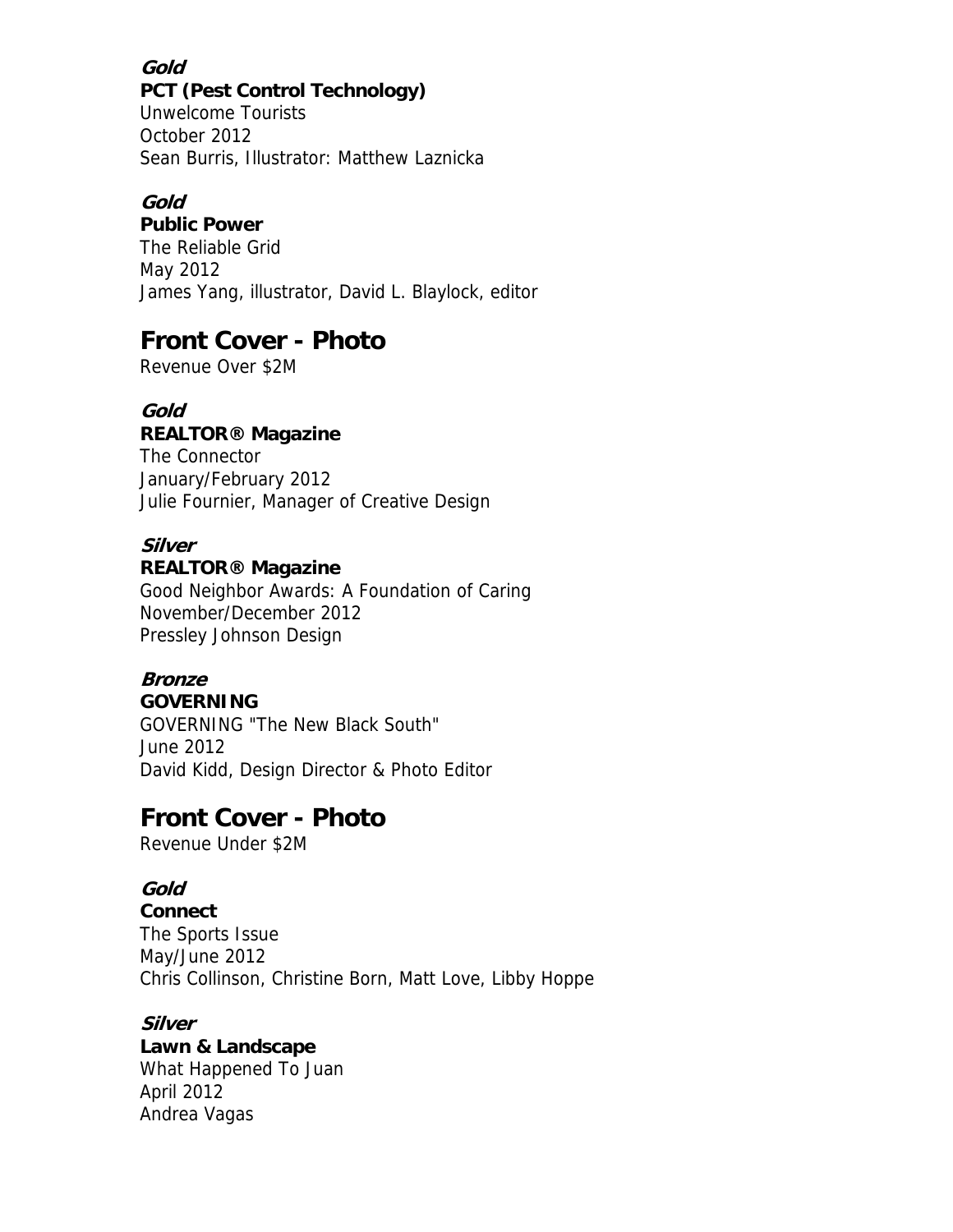***Gold***
**PCT (Pest Control Technology)**
Unwelcome Tourists
October 2012
Sean Burris, Illustrator: Matthew Laznicka

***Gold***
**Public Power**
The Reliable Grid
May 2012
James Yang, illustrator, David L. Blaylock, editor

## Front Cover - Photo

Revenue Over $2M

***Gold***
**REALTOR® Magazine**
The Connector
January/February 2012
Julie Fournier, Manager of Creative Design

***Silver***
**REALTOR® Magazine**
Good Neighbor Awards: A Foundation of Caring
November/December 2012
Pressley Johnson Design

***Bronze***
**GOVERNING**
GOVERNING "The New Black South"
June 2012
David Kidd, Design Director & Photo Editor

## Front Cover - Photo

Revenue Under $2M

***Gold***
**Connect**
The Sports Issue
May/June 2012
Chris Collinson, Christine Born, Matt Love, Libby Hoppe

***Silver***
**Lawn & Landscape**
What Happened To Juan
April 2012
Andrea Vagas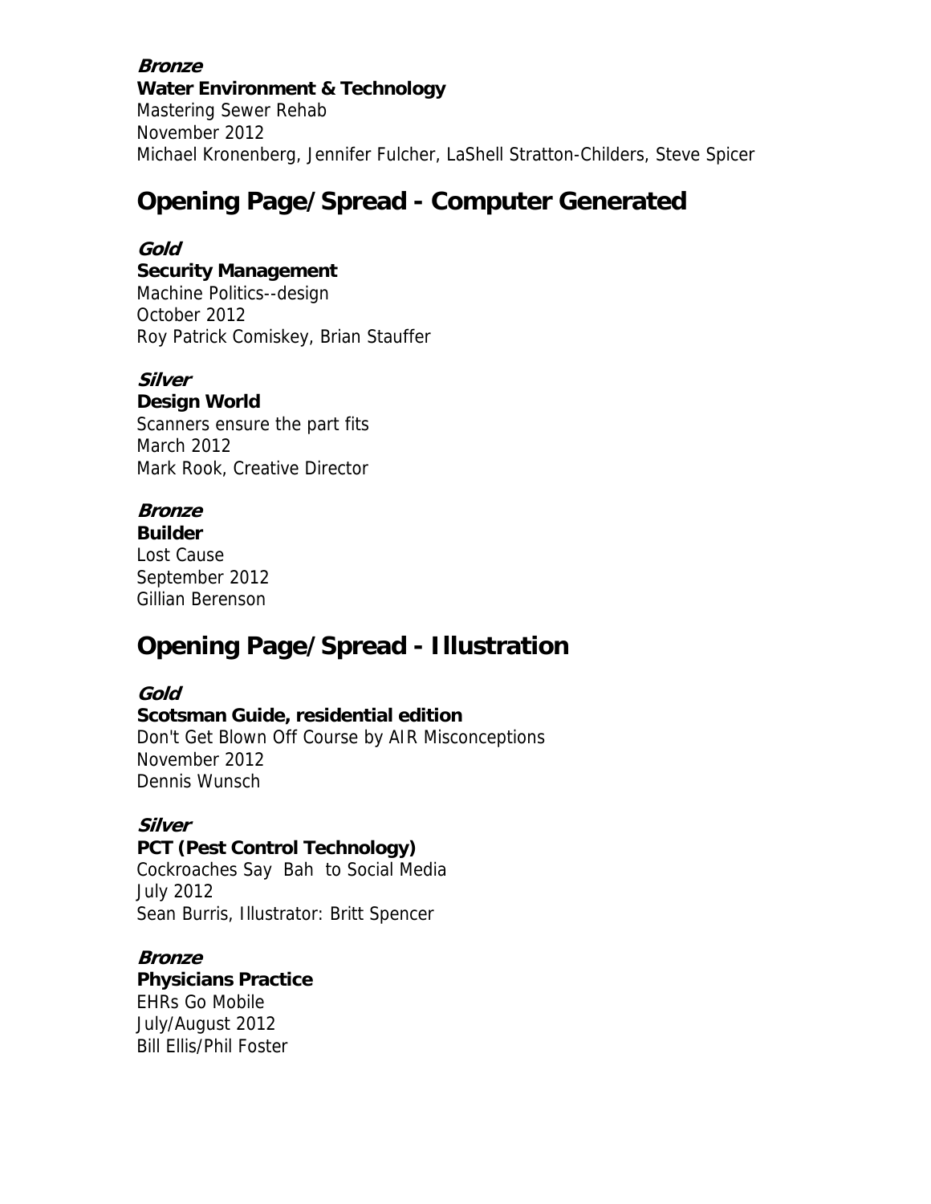***Bronze***
**Water Environment & Technology**
Mastering Sewer Rehab
November 2012
Michael Kronenberg, Jennifer Fulcher, LaShell Stratton-Childers, Steve Spicer

## Opening Page/Spread - Computer Generated

***Gold***
**Security Management**
Machine Politics--design
October 2012
Roy Patrick Comiskey, Brian Stauffer

***Silver***
**Design World**
Scanners ensure the part fits
March 2012
Mark Rook, Creative Director

***Bronze***
**Builder**
Lost Cause
September 2012
Gillian Berenson

## Opening Page/Spread - Illustration

***Gold***
**Scotsman Guide, residential edition**
Don't Get Blown Off Course by AIR Misconceptions
November 2012
Dennis Wunsch

***Silver***
**PCT (Pest Control Technology)**
Cockroaches Say Bah to Social Media
July 2012
Sean Burris, Illustrator: Britt Spencer

***Bronze***
**Physicians Practice**
EHRs Go Mobile
July/August 2012
Bill Ellis/Phil Foster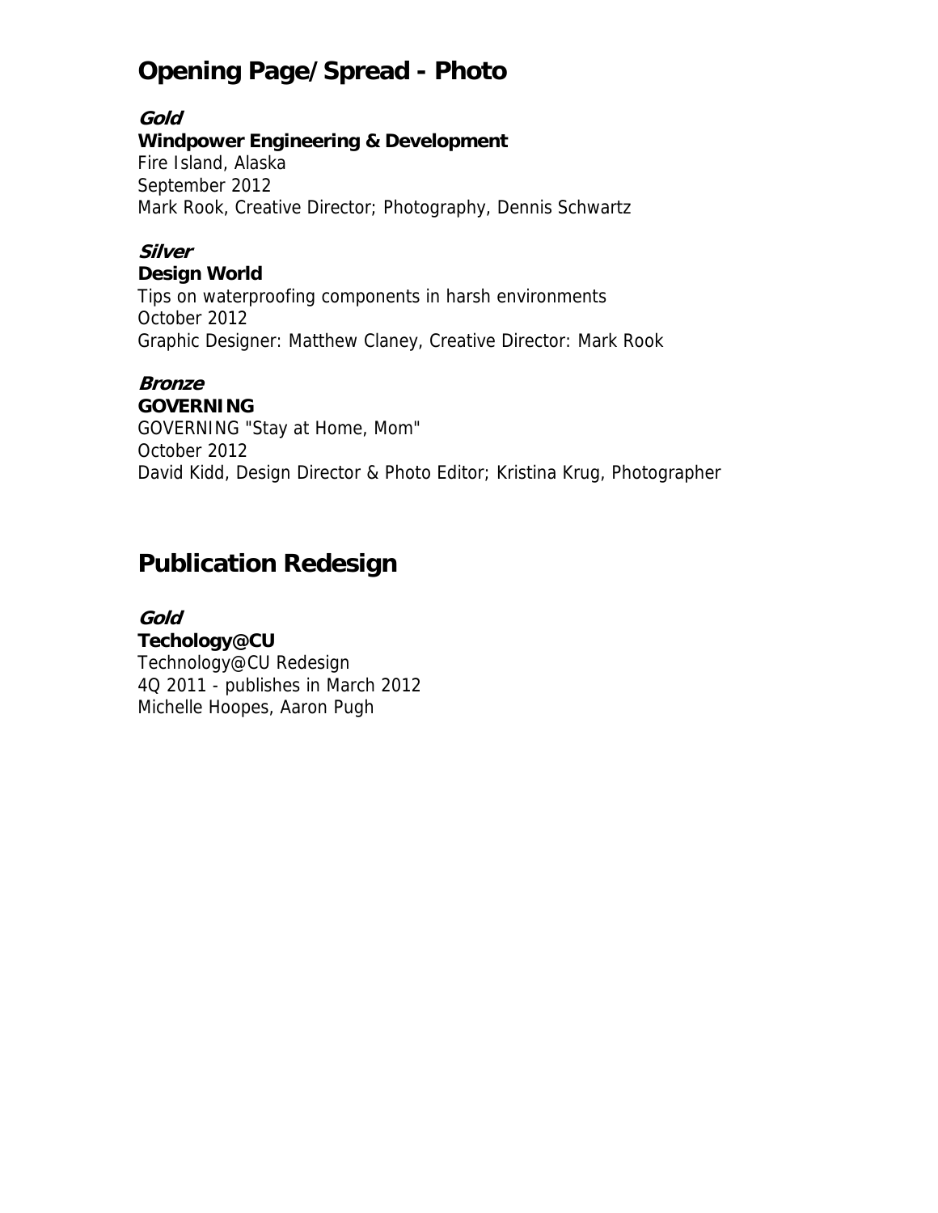## Opening Page/Spread - Photo

***Gold***
**Windpower Engineering & Development**
Fire Island, Alaska
September 2012
Mark Rook, Creative Director; Photography, Dennis Schwartz

***Silver***
**Design World**
Tips on waterproofing components in harsh environments
October 2012
Graphic Designer: Matthew Claney, Creative Director: Mark Rook

***Bronze***
**GOVERNING**
GOVERNING "Stay at Home, Mom"
October 2012
David Kidd, Design Director & Photo Editor; Kristina Krug, Photographer

## Publication Redesign

***Gold***
**Techology@CU**
Technology@CU Redesign
4Q 2011 - publishes in March 2012
Michelle Hoopes, Aaron Pugh